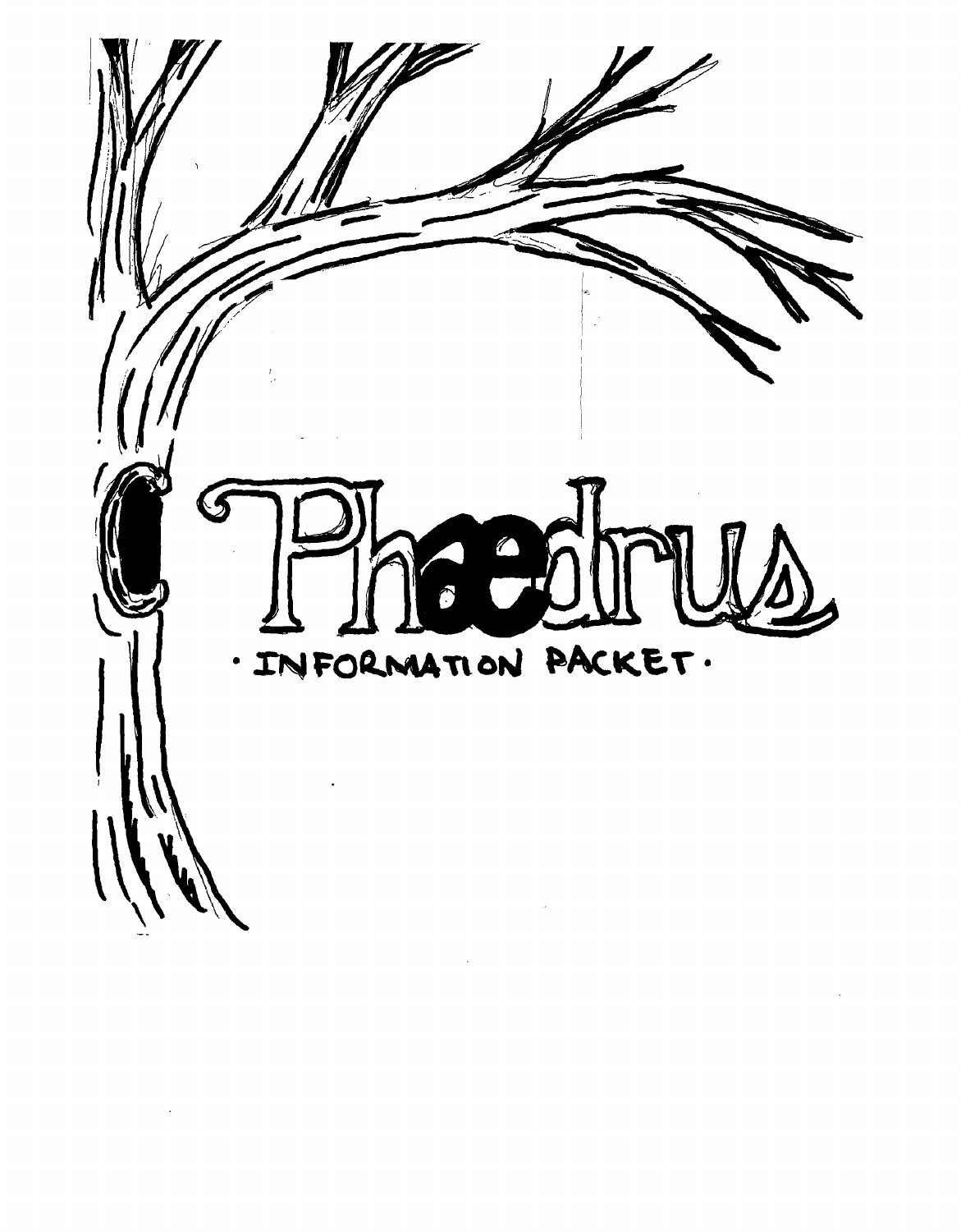# Phaedrus

· INFORMATION PACKET ·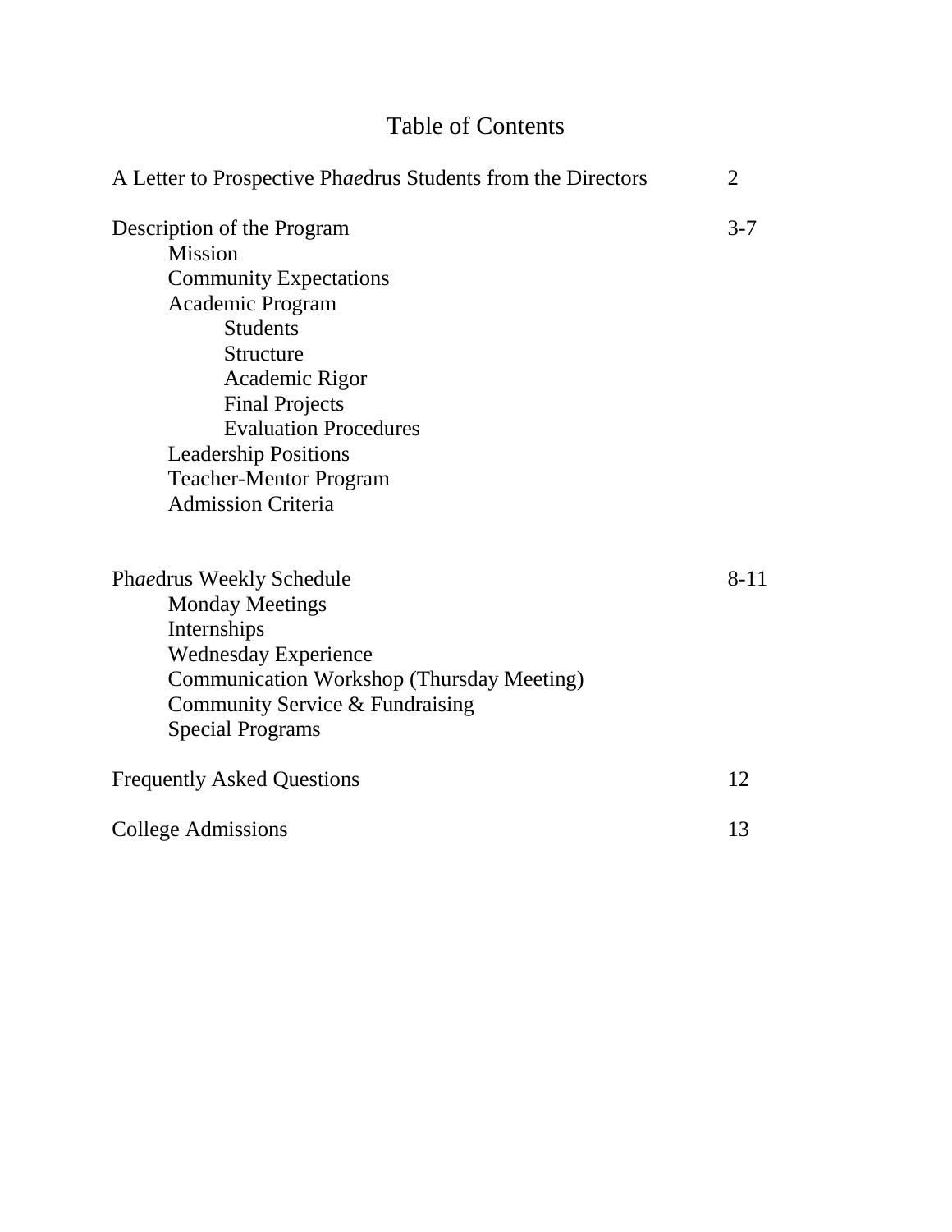# Table of Contents

| | |
|---|---|
| A Letter to Prospective Ph*ae*drus Students from the Directors | 2 |
| Description of the Program | 3-7 |
| &nbsp;&nbsp;&nbsp;&nbsp;Mission | |
| &nbsp;&nbsp;&nbsp;&nbsp;Community Expectations | |
| &nbsp;&nbsp;&nbsp;&nbsp;Academic Program | |
| &nbsp;&nbsp;&nbsp;&nbsp;&nbsp;&nbsp;&nbsp;&nbsp;Students | |
| &nbsp;&nbsp;&nbsp;&nbsp;&nbsp;&nbsp;&nbsp;&nbsp;Structure | |
| &nbsp;&nbsp;&nbsp;&nbsp;&nbsp;&nbsp;&nbsp;&nbsp;Academic Rigor | |
| &nbsp;&nbsp;&nbsp;&nbsp;&nbsp;&nbsp;&nbsp;&nbsp;Final Projects | |
| &nbsp;&nbsp;&nbsp;&nbsp;&nbsp;&nbsp;&nbsp;&nbsp;Evaluation Procedures | |
| &nbsp;&nbsp;&nbsp;&nbsp;Leadership Positions | |
| &nbsp;&nbsp;&nbsp;&nbsp;Teacher-Mentor Program | |
| &nbsp;&nbsp;&nbsp;&nbsp;Admission Criteria | |
| Ph*ae*drus Weekly Schedule | 8-11 |
| &nbsp;&nbsp;&nbsp;&nbsp;Monday Meetings | |
| &nbsp;&nbsp;&nbsp;&nbsp;Internships | |
| &nbsp;&nbsp;&nbsp;&nbsp;Wednesday Experience | |
| &nbsp;&nbsp;&nbsp;&nbsp;Communication Workshop (Thursday Meeting) | |
| &nbsp;&nbsp;&nbsp;&nbsp;Community Service & Fundraising | |
| &nbsp;&nbsp;&nbsp;&nbsp;Special Programs | |
| Frequently Asked Questions | 12 |
| College Admissions | 13 |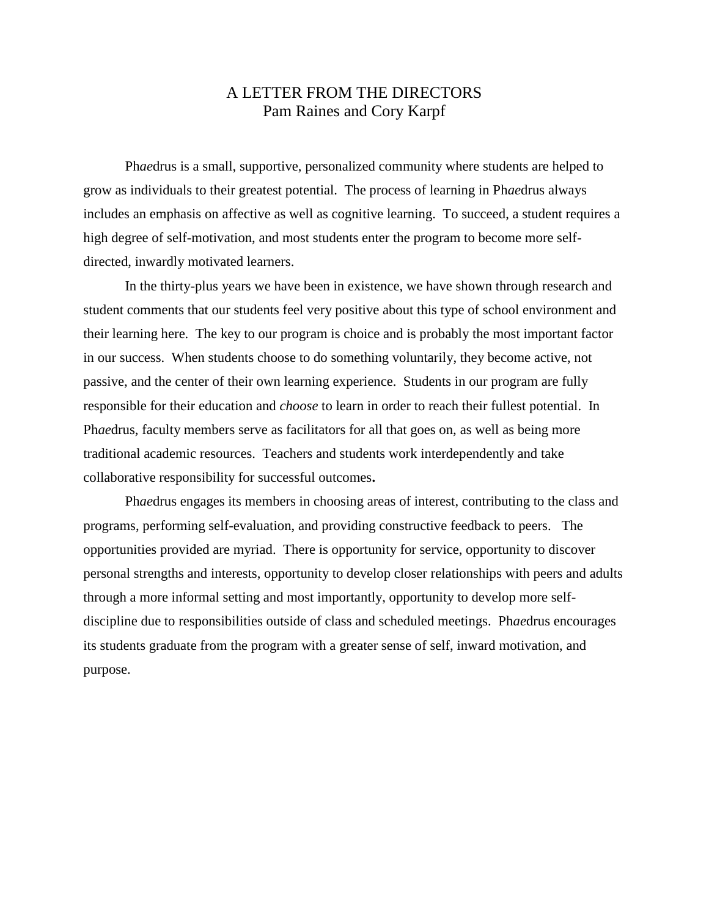# A LETTER FROM THE DIRECTORS

## Pam Raines and Cory Karpf

Ph*ae*drus is a small, supportive, personalized community where students are helped to grow as individuals to their greatest potential. The process of learning in Ph*ae*drus always includes an emphasis on affective as well as cognitive learning. To succeed, a student requires a high degree of self-motivation, and most students enter the program to become more self-directed, inwardly motivated learners.

In the thirty-plus years we have been in existence, we have shown through research and student comments that our students feel very positive about this type of school environment and their learning here. The key to our program is choice and is probably the most important factor in our success. When students choose to do something voluntarily, they become active, not passive, and the center of their own learning experience. Students in our program are fully responsible for their education and *choose* to learn in order to reach their fullest potential. In Ph*ae*drus, faculty members serve as facilitators for all that goes on, as well as being more traditional academic resources. Teachers and students work interdependently and take collaborative responsibility for successful outcomes**.**

Ph*ae*drus engages its members in choosing areas of interest, contributing to the class and programs, performing self-evaluation, and providing constructive feedback to peers. The opportunities provided are myriad. There is opportunity for service, opportunity to discover personal strengths and interests, opportunity to develop closer relationships with peers and adults through a more informal setting and most importantly, opportunity to develop more self-discipline due to responsibilities outside of class and scheduled meetings. Ph*ae*drus encourages its students graduate from the program with a greater sense of self, inward motivation, and purpose.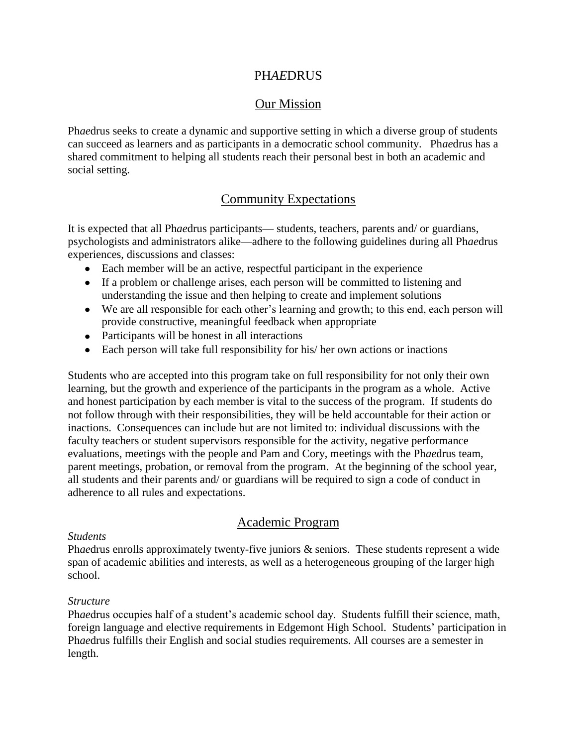# PH*AE*DRUS

## Our Mission

Ph*ae*drus seeks to create a dynamic and supportive setting in which a diverse group of students can succeed as learners and as participants in a democratic school community. Ph*ae*drus has a shared commitment to helping all students reach their personal best in both an academic and social setting.

## Community Expectations

It is expected that all Ph*ae*drus participants— students, teachers, parents and/ or guardians, psychologists and administrators alike—adhere to the following guidelines during all Ph*ae*drus experiences, discussions and classes:

- Each member will be an active, respectful participant in the experience
- If a problem or challenge arises, each person will be committed to listening and understanding the issue and then helping to create and implement solutions
- We are all responsible for each other's learning and growth; to this end, each person will provide constructive, meaningful feedback when appropriate
- Participants will be honest in all interactions
- Each person will take full responsibility for his/ her own actions or inactions

Students who are accepted into this program take on full responsibility for not only their own learning, but the growth and experience of the participants in the program as a whole. Active and honest participation by each member is vital to the success of the program. If students do not follow through with their responsibilities, they will be held accountable for their action or inactions. Consequences can include but are not limited to: individual discussions with the faculty teachers or student supervisors responsible for the activity, negative performance evaluations, meetings with the people and Pam and Cory, meetings with the Ph*ae*drus team, parent meetings, probation, or removal from the program. At the beginning of the school year, all students and their parents and/ or guardians will be required to sign a code of conduct in adherence to all rules and expectations.

## Academic Program

*Students*

Ph*ae*drus enrolls approximately twenty-five juniors & seniors. These students represent a wide span of academic abilities and interests, as well as a heterogeneous grouping of the larger high school.

*Structure*

Ph*ae*drus occupies half of a student's academic school day. Students fulfill their science, math, foreign language and elective requirements in Edgemont High School. Students' participation in Ph*ae*drus fulfills their English and social studies requirements. All courses are a semester in length.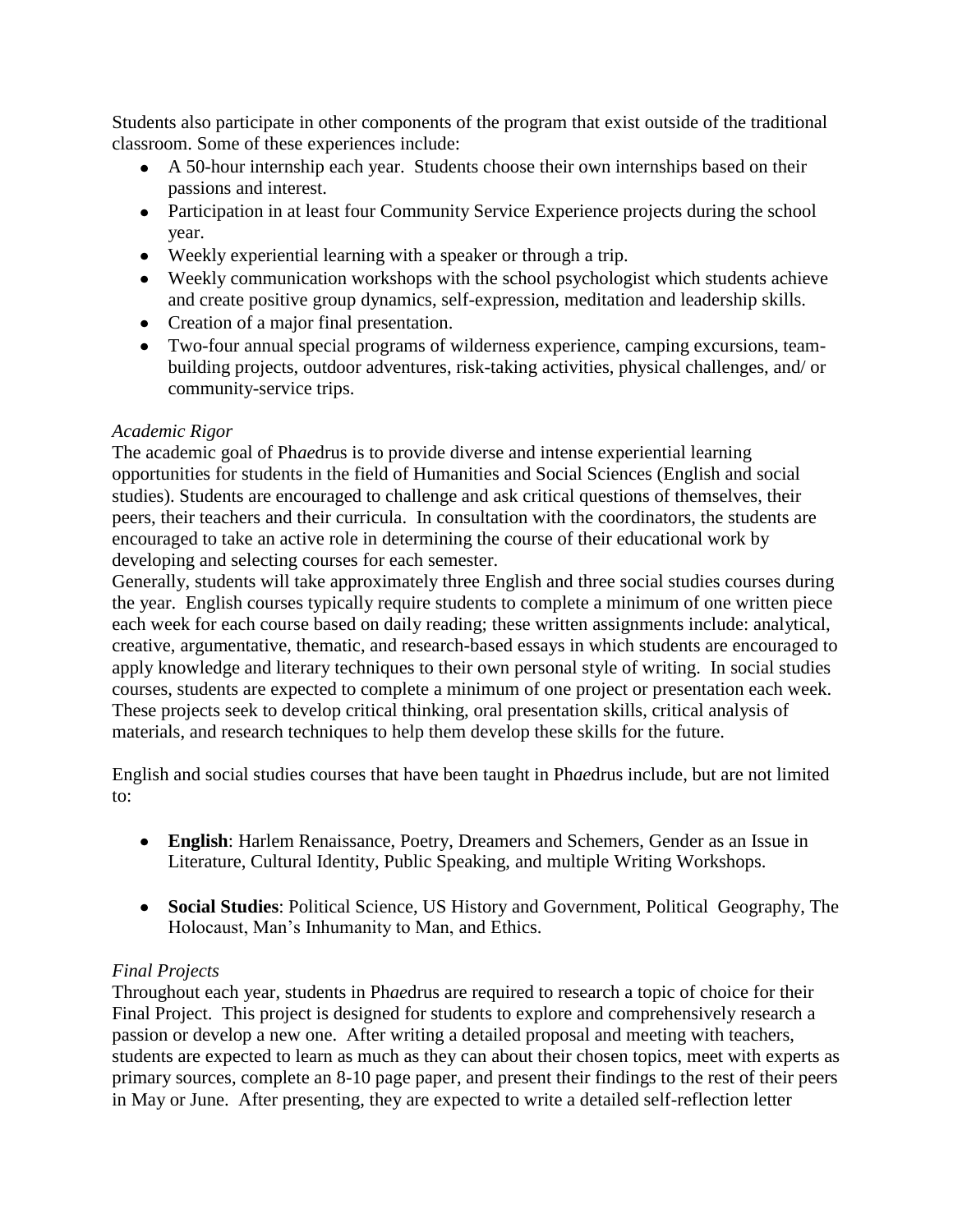Students also participate in other components of the program that exist outside of the traditional classroom. Some of these experiences include:

- A 50-hour internship each year. Students choose their own internships based on their passions and interest.
- Participation in at least four Community Service Experience projects during the school year.
- Weekly experiential learning with a speaker or through a trip.
- Weekly communication workshops with the school psychologist which students achieve and create positive group dynamics, self-expression, meditation and leadership skills.
- Creation of a major final presentation.
- Two-four annual special programs of wilderness experience, camping excursions, team-building projects, outdoor adventures, risk-taking activities, physical challenges, and/ or community-service trips.

*Academic Rigor*

The academic goal of Ph*ae*drus is to provide diverse and intense experiential learning opportunities for students in the field of Humanities and Social Sciences (English and social studies). Students are encouraged to challenge and ask critical questions of themselves, their peers, their teachers and their curricula. In consultation with the coordinators, the students are encouraged to take an active role in determining the course of their educational work by developing and selecting courses for each semester.

Generally, students will take approximately three English and three social studies courses during the year. English courses typically require students to complete a minimum of one written piece each week for each course based on daily reading; these written assignments include: analytical, creative, argumentative, thematic, and research-based essays in which students are encouraged to apply knowledge and literary techniques to their own personal style of writing. In social studies courses, students are expected to complete a minimum of one project or presentation each week. These projects seek to develop critical thinking, oral presentation skills, critical analysis of materials, and research techniques to help them develop these skills for the future.

English and social studies courses that have been taught in Ph*ae*drus include, but are not limited to:

- **English**: Harlem Renaissance, Poetry, Dreamers and Schemers, Gender as an Issue in Literature, Cultural Identity, Public Speaking, and multiple Writing Workshops.

- **Social Studies**: Political Science, US History and Government, Political Geography, The Holocaust, Man's Inhumanity to Man, and Ethics.

*Final Projects*

Throughout each year, students in Ph*ae*drus are required to research a topic of choice for their Final Project. This project is designed for students to explore and comprehensively research a passion or develop a new one. After writing a detailed proposal and meeting with teachers, students are expected to learn as much as they can about their chosen topics, meet with experts as primary sources, complete an 8-10 page paper, and present their findings to the rest of their peers in May or June. After presenting, they are expected to write a detailed self-reflection letter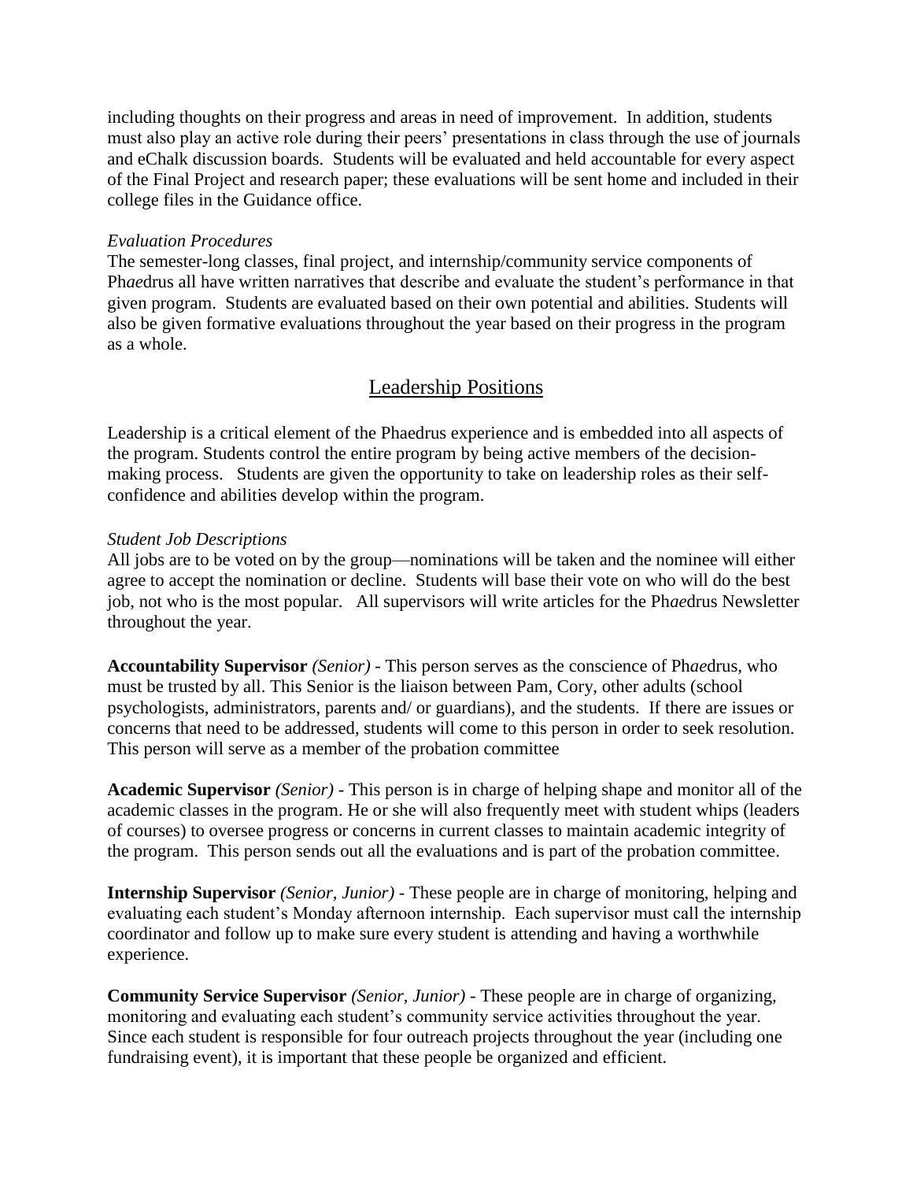including thoughts on their progress and areas in need of improvement. In addition, students must also play an active role during their peers' presentations in class through the use of journals and eChalk discussion boards. Students will be evaluated and held accountable for every aspect of the Final Project and research paper; these evaluations will be sent home and included in their college files in the Guidance office.

*Evaluation Procedures*

The semester-long classes, final project, and internship/community service components of Ph*ae*drus all have written narratives that describe and evaluate the student's performance in that given program. Students are evaluated based on their own potential and abilities. Students will also be given formative evaluations throughout the year based on their progress in the program as a whole.

## Leadership Positions

Leadership is a critical element of the Phaedrus experience and is embedded into all aspects of the program. Students control the entire program by being active members of the decision-making process. Students are given the opportunity to take on leadership roles as their self-confidence and abilities develop within the program.

*Student Job Descriptions*

All jobs are to be voted on by the group—nominations will be taken and the nominee will either agree to accept the nomination or decline. Students will base their vote on who will do the best job, not who is the most popular. All supervisors will write articles for the Ph*ae*drus Newsletter throughout the year.

**Accountability Supervisor** *(Senior)* - This person serves as the conscience of Ph*ae*drus, who must be trusted by all. This Senior is the liaison between Pam, Cory, other adults (school psychologists, administrators, parents and/ or guardians), and the students. If there are issues or concerns that need to be addressed, students will come to this person in order to seek resolution. This person will serve as a member of the probation committee

**Academic Supervisor** *(Senior)* - This person is in charge of helping shape and monitor all of the academic classes in the program. He or she will also frequently meet with student whips (leaders of courses) to oversee progress or concerns in current classes to maintain academic integrity of the program. This person sends out all the evaluations and is part of the probation committee.

**Internship Supervisor** *(Senior, Junior)* - These people are in charge of monitoring, helping and evaluating each student's Monday afternoon internship. Each supervisor must call the internship coordinator and follow up to make sure every student is attending and having a worthwhile experience.

**Community Service Supervisor** *(Senior, Junior)* - These people are in charge of organizing, monitoring and evaluating each student's community service activities throughout the year. Since each student is responsible for four outreach projects throughout the year (including one fundraising event), it is important that these people be organized and efficient.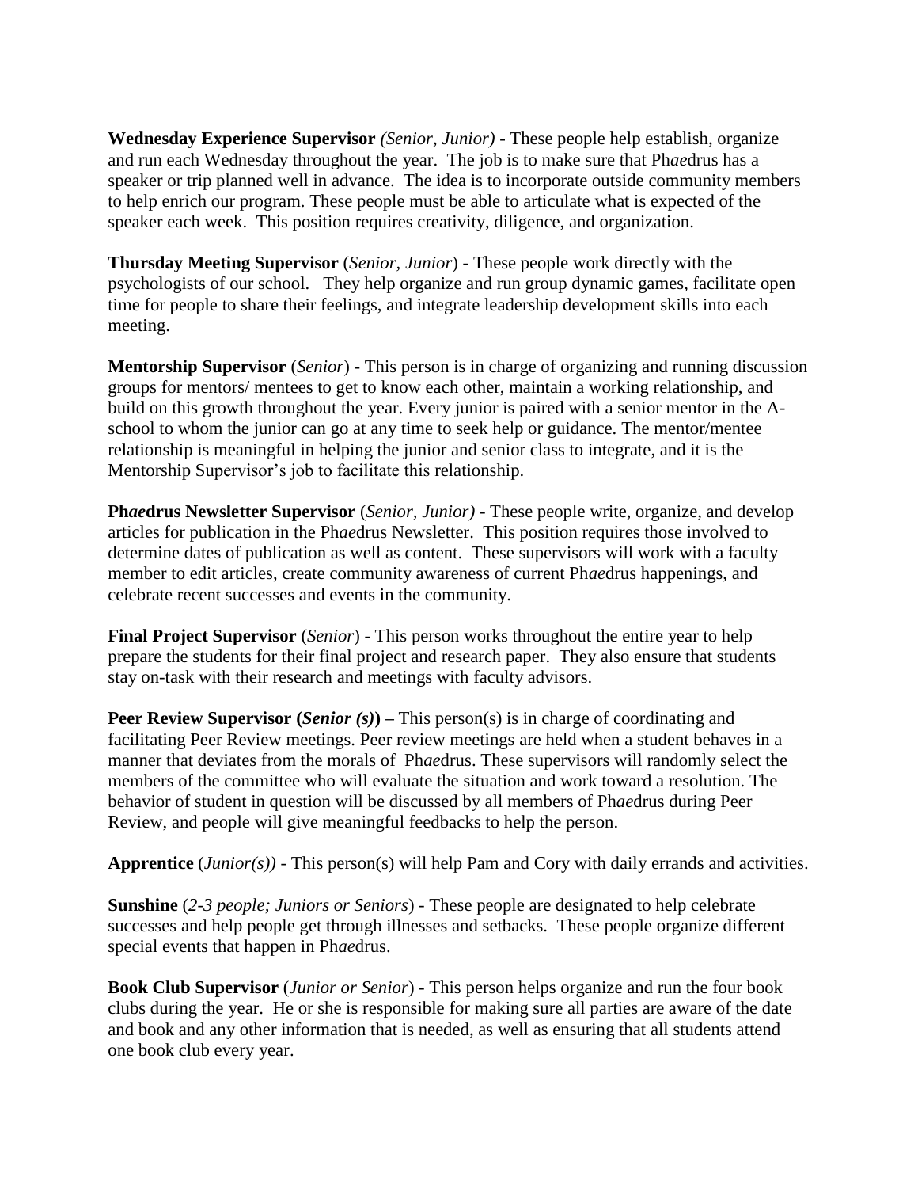**Wednesday Experience Supervisor** *(Senior, Junior)* - These people help establish, organize and run each Wednesday throughout the year. The job is to make sure that Ph*ae*drus has a speaker or trip planned well in advance. The idea is to incorporate outside community members to help enrich our program. These people must be able to articulate what is expected of the speaker each week. This position requires creativity, diligence, and organization.

**Thursday Meeting Supervisor** (*Senior, Junior*) - These people work directly with the psychologists of our school. They help organize and run group dynamic games, facilitate open time for people to share their feelings, and integrate leadership development skills into each meeting.

**Mentorship Supervisor** (*Senior*) - This person is in charge of organizing and running discussion groups for mentors/ mentees to get to know each other, maintain a working relationship, and build on this growth throughout the year. Every junior is paired with a senior mentor in the A-school to whom the junior can go at any time to seek help or guidance. The mentor/mentee relationship is meaningful in helping the junior and senior class to integrate, and it is the Mentorship Supervisor's job to facilitate this relationship.

**Ph*ae*drus Newsletter Supervisor** (*Senior, Junior)* - These people write, organize, and develop articles for publication in the Ph*ae*drus Newsletter. This position requires those involved to determine dates of publication as well as content. These supervisors will work with a faculty member to edit articles, create community awareness of current Ph*ae*drus happenings, and celebrate recent successes and events in the community.

**Final Project Supervisor** (*Senior*) - This person works throughout the entire year to help prepare the students for their final project and research paper. They also ensure that students stay on-task with their research and meetings with faculty advisors.

**Peer Review Supervisor (*Senior (s)*) –** This person(s) is in charge of coordinating and facilitating Peer Review meetings. Peer review meetings are held when a student behaves in a manner that deviates from the morals of Ph*ae*drus. These supervisors will randomly select the members of the committee who will evaluate the situation and work toward a resolution. The behavior of student in question will be discussed by all members of Ph*ae*drus during Peer Review, and people will give meaningful feedbacks to help the person.

**Apprentice** (*Junior(s))* - This person(s) will help Pam and Cory with daily errands and activities.

**Sunshine** (*2-3 people; Juniors or Seniors*) - These people are designated to help celebrate successes and help people get through illnesses and setbacks. These people organize different special events that happen in Ph*ae*drus.

**Book Club Supervisor** (*Junior or Senior*) - This person helps organize and run the four book clubs during the year. He or she is responsible for making sure all parties are aware of the date and book and any other information that is needed, as well as ensuring that all students attend one book club every year.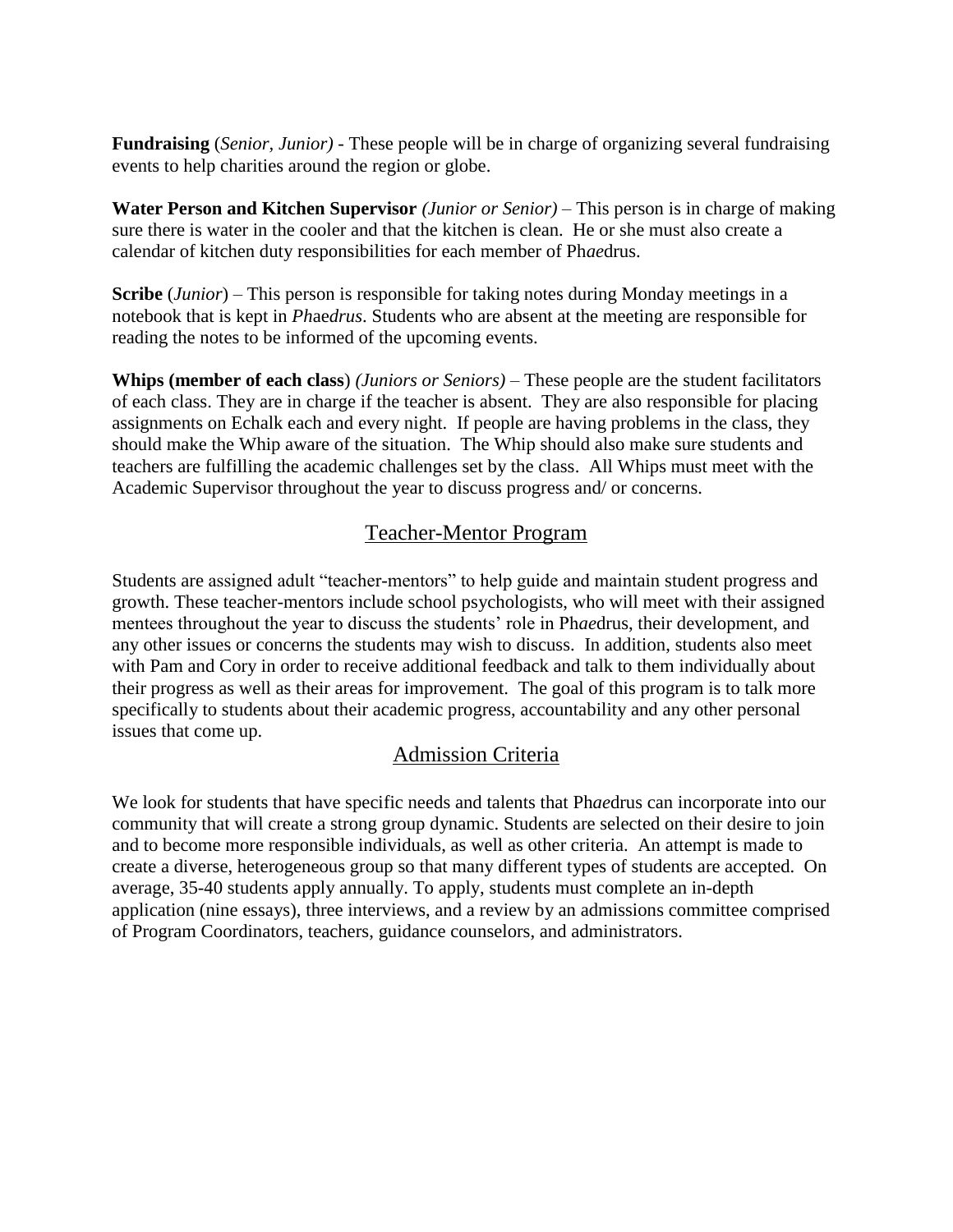**Fundraising** (*Senior, Junior)* - These people will be in charge of organizing several fundraising events to help charities around the region or globe.

**Water Person and Kitchen Supervisor** *(Junior or Senior)* – This person is in charge of making sure there is water in the cooler and that the kitchen is clean. He or she must also create a calendar of kitchen duty responsibilities for each member of Ph*ae*drus.

**Scribe** (*Junior*) – This person is responsible for taking notes during Monday meetings in a notebook that is kept in *Ph*a*edrus*. Students who are absent at the meeting are responsible for reading the notes to be informed of the upcoming events.

**Whips (member of each class**) *(Juniors or Seniors)* – These people are the student facilitators of each class. They are in charge if the teacher is absent. They are also responsible for placing assignments on Echalk each and every night. If people are having problems in the class, they should make the Whip aware of the situation. The Whip should also make sure students and teachers are fulfilling the academic challenges set by the class. All Whips must meet with the Academic Supervisor throughout the year to discuss progress and/ or concerns.

## Teacher-Mentor Program

Students are assigned adult "teacher-mentors" to help guide and maintain student progress and growth. These teacher-mentors include school psychologists, who will meet with their assigned mentees throughout the year to discuss the students' role in Ph*ae*drus, their development, and any other issues or concerns the students may wish to discuss. In addition, students also meet with Pam and Cory in order to receive additional feedback and talk to them individually about their progress as well as their areas for improvement. The goal of this program is to talk more specifically to students about their academic progress, accountability and any other personal issues that come up.

## Admission Criteria

We look for students that have specific needs and talents that Ph*ae*drus can incorporate into our community that will create a strong group dynamic. Students are selected on their desire to join and to become more responsible individuals, as well as other criteria. An attempt is made to create a diverse, heterogeneous group so that many different types of students are accepted. On average, 35-40 students apply annually. To apply, students must complete an in-depth application (nine essays), three interviews, and a review by an admissions committee comprised of Program Coordinators, teachers, guidance counselors, and administrators.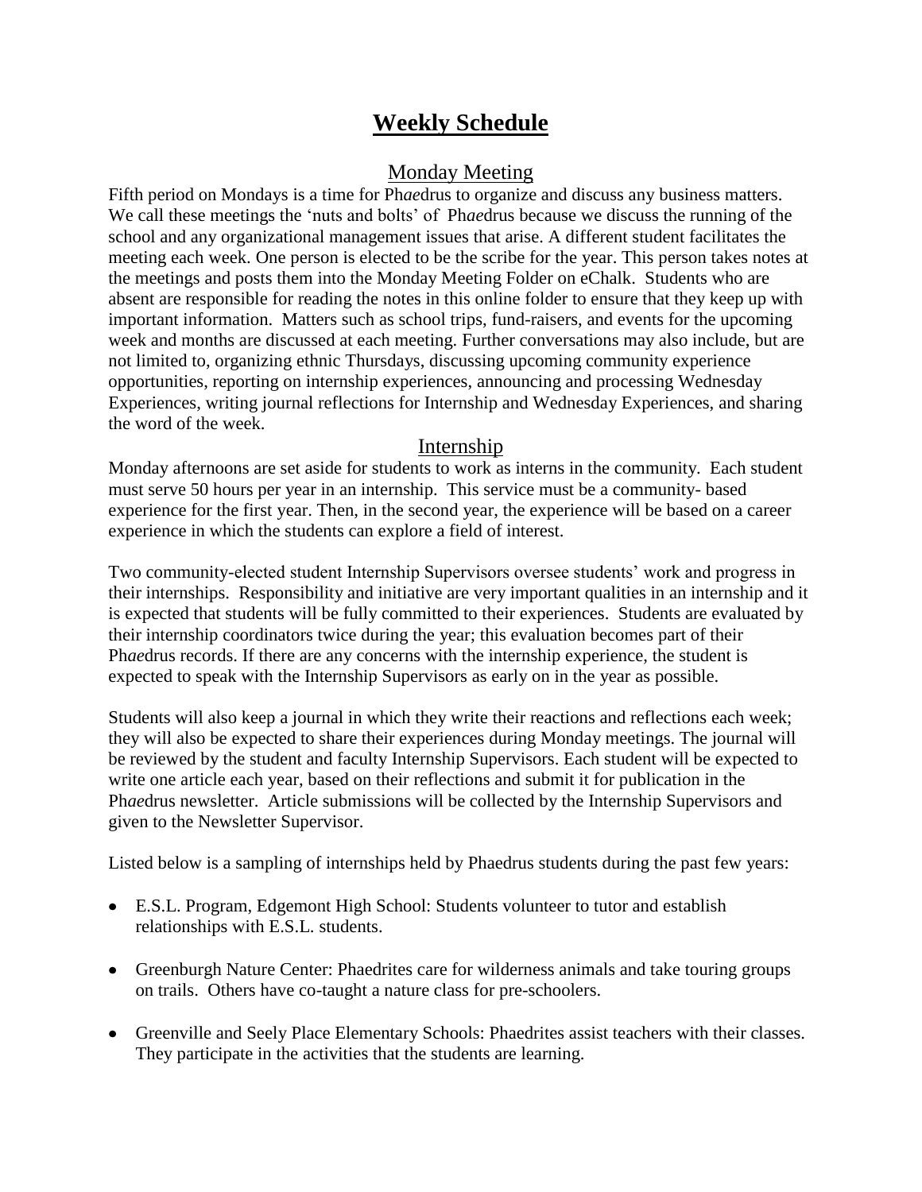# Weekly Schedule

## Monday Meeting

Fifth period on Mondays is a time for Ph*ae*drus to organize and discuss any business matters. We call these meetings the 'nuts and bolts' of Ph*ae*drus because we discuss the running of the school and any organizational management issues that arise. A different student facilitates the meeting each week. One person is elected to be the scribe for the year. This person takes notes at the meetings and posts them into the Monday Meeting Folder on eChalk. Students who are absent are responsible for reading the notes in this online folder to ensure that they keep up with important information. Matters such as school trips, fund-raisers, and events for the upcoming week and months are discussed at each meeting. Further conversations may also include, but are not limited to, organizing ethnic Thursdays, discussing upcoming community experience opportunities, reporting on internship experiences, announcing and processing Wednesday Experiences, writing journal reflections for Internship and Wednesday Experiences, and sharing the word of the week.

## Internship

Monday afternoons are set aside for students to work as interns in the community. Each student must serve 50 hours per year in an internship. This service must be a community- based experience for the first year. Then, in the second year, the experience will be based on a career experience in which the students can explore a field of interest.

Two community-elected student Internship Supervisors oversee students' work and progress in their internships. Responsibility and initiative are very important qualities in an internship and it is expected that students will be fully committed to their experiences. Students are evaluated by their internship coordinators twice during the year; this evaluation becomes part of their Ph*ae*drus records. If there are any concerns with the internship experience, the student is expected to speak with the Internship Supervisors as early on in the year as possible.

Students will also keep a journal in which they write their reactions and reflections each week; they will also be expected to share their experiences during Monday meetings. The journal will be reviewed by the student and faculty Internship Supervisors. Each student will be expected to write one article each year, based on their reflections and submit it for publication in the Ph*ae*drus newsletter. Article submissions will be collected by the Internship Supervisors and given to the Newsletter Supervisor.

Listed below is a sampling of internships held by Phaedrus students during the past few years:

- E.S.L. Program, Edgemont High School: Students volunteer to tutor and establish relationships with E.S.L. students.
- Greenburgh Nature Center: Phaedrites care for wilderness animals and take touring groups on trails. Others have co-taught a nature class for pre-schoolers.
- Greenville and Seely Place Elementary Schools: Phaedrites assist teachers with their classes. They participate in the activities that the students are learning.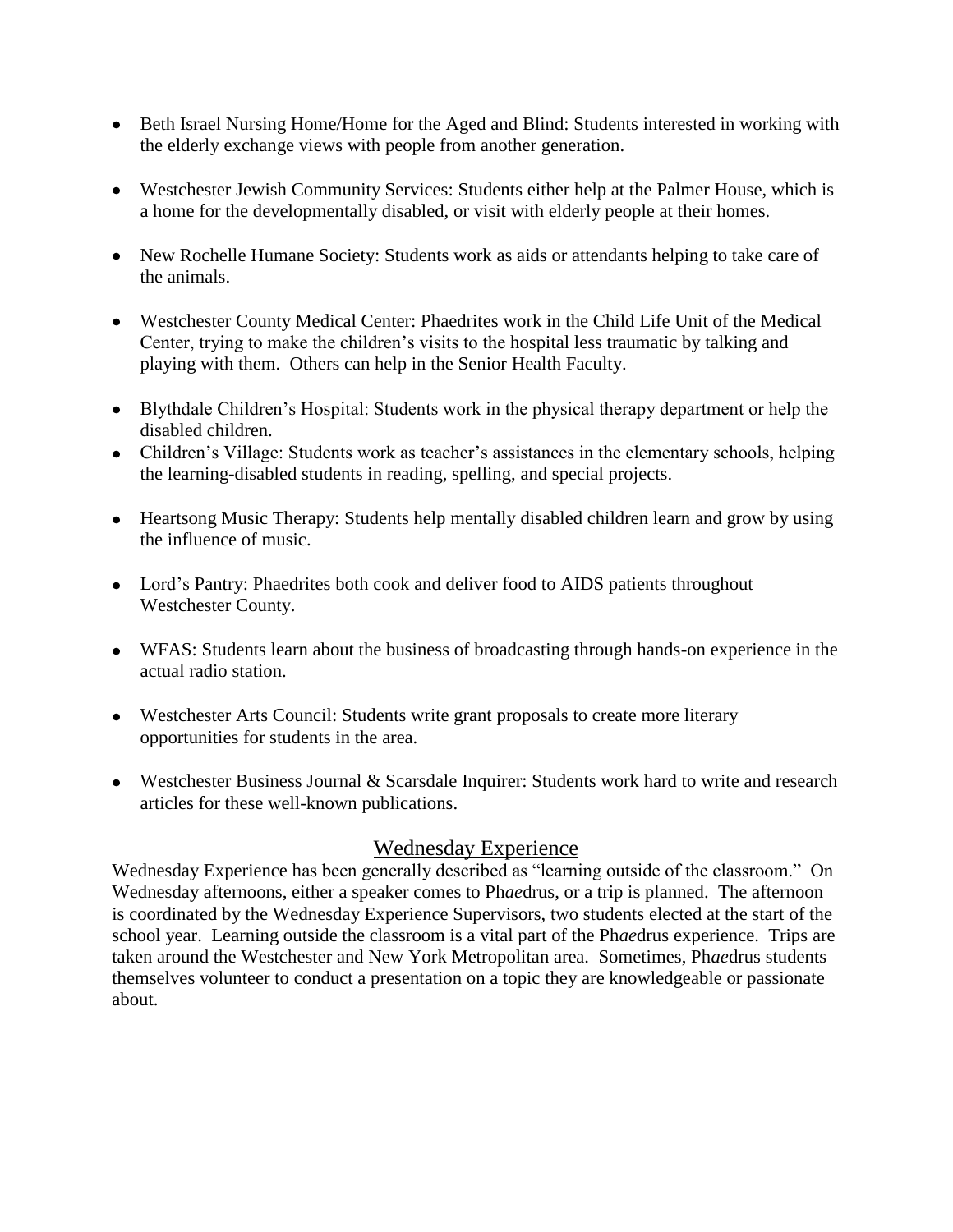- Beth Israel Nursing Home/Home for the Aged and Blind: Students interested in working with the elderly exchange views with people from another generation.

- Westchester Jewish Community Services: Students either help at the Palmer House, which is a home for the developmentally disabled, or visit with elderly people at their homes.

- New Rochelle Humane Society: Students work as aids or attendants helping to take care of the animals.

- Westchester County Medical Center: Phaedrites work in the Child Life Unit of the Medical Center, trying to make the children's visits to the hospital less traumatic by talking and playing with them. Others can help in the Senior Health Faculty.

- Blythdale Children's Hospital: Students work in the physical therapy department or help the disabled children.
- Children's Village: Students work as teacher's assistances in the elementary schools, helping the learning-disabled students in reading, spelling, and special projects.

- Heartsong Music Therapy: Students help mentally disabled children learn and grow by using the influence of music.

- Lord's Pantry: Phaedrites both cook and deliver food to AIDS patients throughout Westchester County.

- WFAS: Students learn about the business of broadcasting through hands-on experience in the actual radio station.

- Westchester Arts Council: Students write grant proposals to create more literary opportunities for students in the area.

- Westchester Business Journal & Scarsdale Inquirer: Students work hard to write and research articles for these well-known publications.

## Wednesday Experience

Wednesday Experience has been generally described as "learning outside of the classroom." On Wednesday afternoons, either a speaker comes to Ph*ae*drus, or a trip is planned. The afternoon is coordinated by the Wednesday Experience Supervisors, two students elected at the start of the school year. Learning outside the classroom is a vital part of the Ph*ae*drus experience. Trips are taken around the Westchester and New York Metropolitan area. Sometimes, Ph*ae*drus students themselves volunteer to conduct a presentation on a topic they are knowledgeable or passionate about.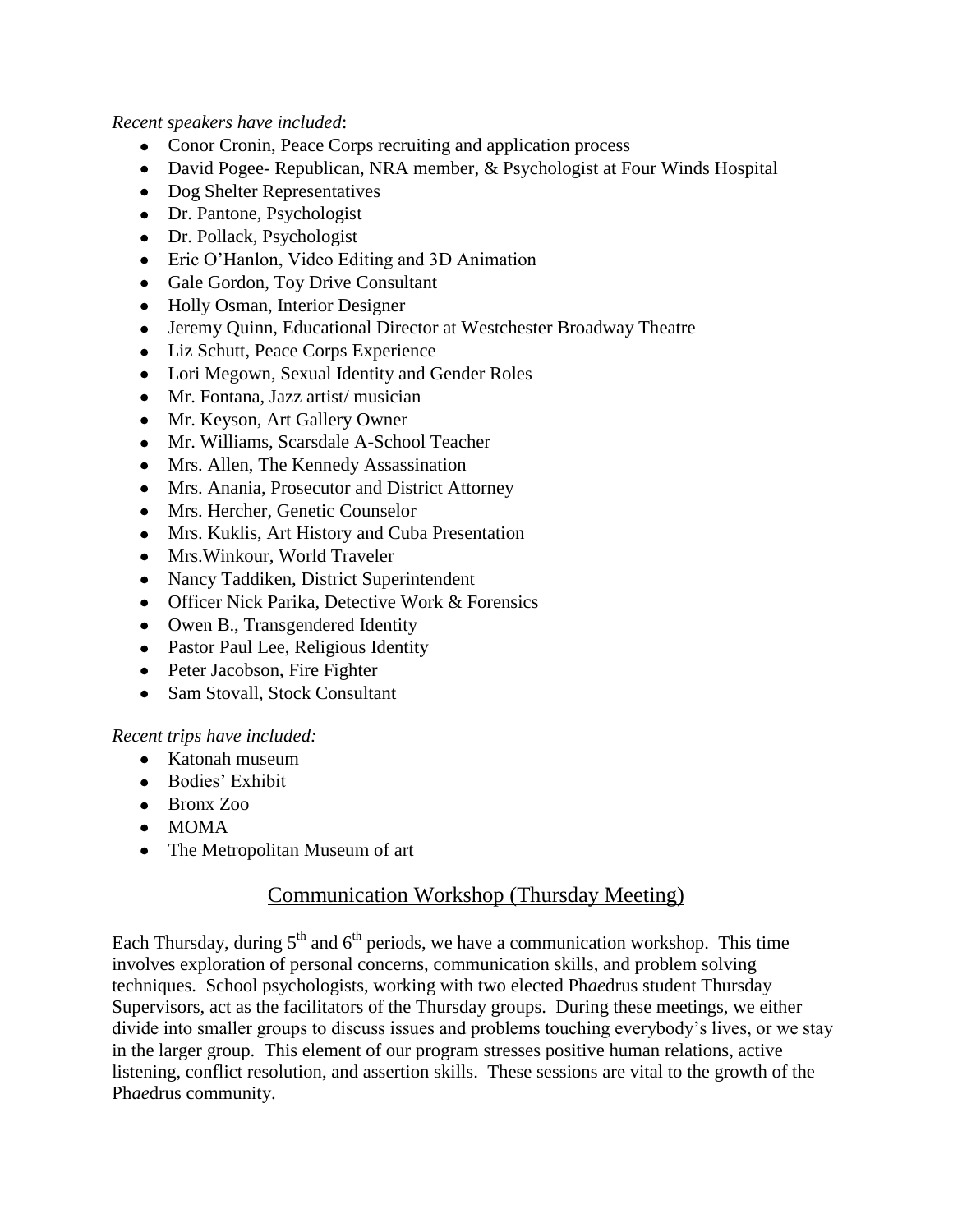*Recent speakers have included*:

- Conor Cronin, Peace Corps recruiting and application process
- David Pogee- Republican, NRA member, & Psychologist at Four Winds Hospital
- Dog Shelter Representatives
- Dr. Pantone, Psychologist
- Dr. Pollack, Psychologist
- Eric O'Hanlon, Video Editing and 3D Animation
- Gale Gordon, Toy Drive Consultant
- Holly Osman, Interior Designer
- Jeremy Quinn, Educational Director at Westchester Broadway Theatre
- Liz Schutt, Peace Corps Experience
- Lori Megown, Sexual Identity and Gender Roles
- Mr. Fontana, Jazz artist/ musician
- Mr. Keyson, Art Gallery Owner
- Mr. Williams, Scarsdale A-School Teacher
- Mrs. Allen, The Kennedy Assassination
- Mrs. Anania, Prosecutor and District Attorney
- Mrs. Hercher, Genetic Counselor
- Mrs. Kuklis, Art History and Cuba Presentation
- Mrs.Winkour, World Traveler
- Nancy Taddiken, District Superintendent
- Officer Nick Parika, Detective Work & Forensics
- Owen B., Transgendered Identity
- Pastor Paul Lee, Religious Identity
- Peter Jacobson, Fire Fighter
- Sam Stovall, Stock Consultant

*Recent trips have included:*

- Katonah museum
- Bodies' Exhibit
- Bronx Zoo
- MOMA
- The Metropolitan Museum of art

## Communication Workshop (Thursday Meeting)

Each Thursday, during 5th and 6th periods, we have a communication workshop. This time involves exploration of personal concerns, communication skills, and problem solving techniques. School psychologists, working with two elected Ph*ae*drus student Thursday Supervisors, act as the facilitators of the Thursday groups. During these meetings, we either divide into smaller groups to discuss issues and problems touching everybody's lives, or we stay in the larger group. This element of our program stresses positive human relations, active listening, conflict resolution, and assertion skills. These sessions are vital to the growth of the Ph*ae*drus community.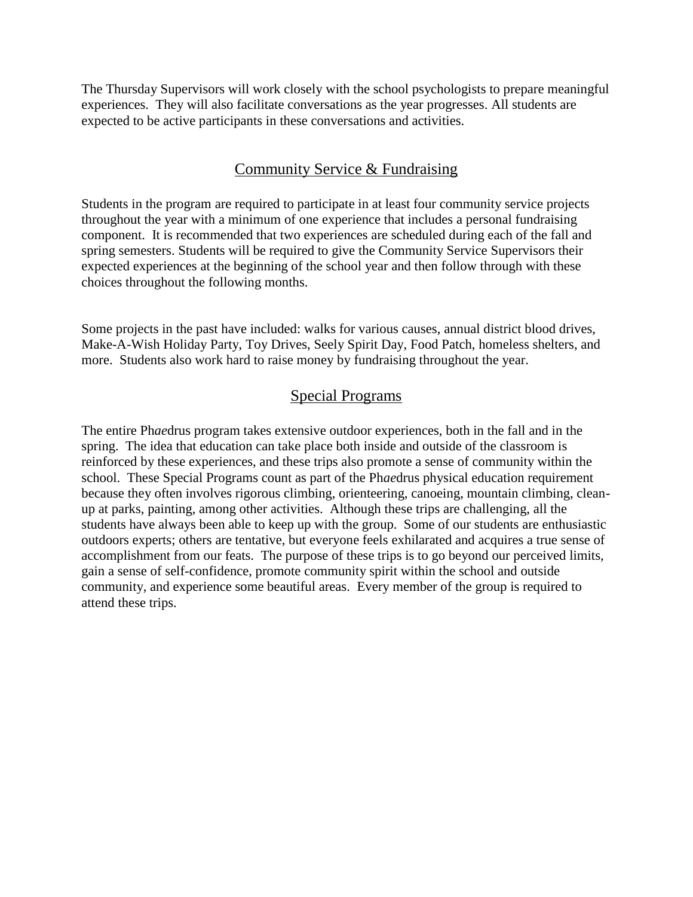The Thursday Supervisors will work closely with the school psychologists to prepare meaningful experiences. They will also facilitate conversations as the year progresses. All students are expected to be active participants in these conversations and activities.

## Community Service & Fundraising

Students in the program are required to participate in at least four community service projects throughout the year with a minimum of one experience that includes a personal fundraising component. It is recommended that two experiences are scheduled during each of the fall and spring semesters. Students will be required to give the Community Service Supervisors their expected experiences at the beginning of the school year and then follow through with these choices throughout the following months.

Some projects in the past have included: walks for various causes, annual district blood drives, Make-A-Wish Holiday Party, Toy Drives, Seely Spirit Day, Food Patch, homeless shelters, and more. Students also work hard to raise money by fundraising throughout the year.

## Special Programs

The entire Ph*ae*drus program takes extensive outdoor experiences, both in the fall and in the spring. The idea that education can take place both inside and outside of the classroom is reinforced by these experiences, and these trips also promote a sense of community within the school. These Special Programs count as part of the Ph*ae*drus physical education requirement because they often involves rigorous climbing, orienteering, canoeing, mountain climbing, clean-up at parks, painting, among other activities. Although these trips are challenging, all the students have always been able to keep up with the group. Some of our students are enthusiastic outdoors experts; others are tentative, but everyone feels exhilarated and acquires a true sense of accomplishment from our feats. The purpose of these trips is to go beyond our perceived limits, gain a sense of self-confidence, promote community spirit within the school and outside community, and experience some beautiful areas. Every member of the group is required to attend these trips.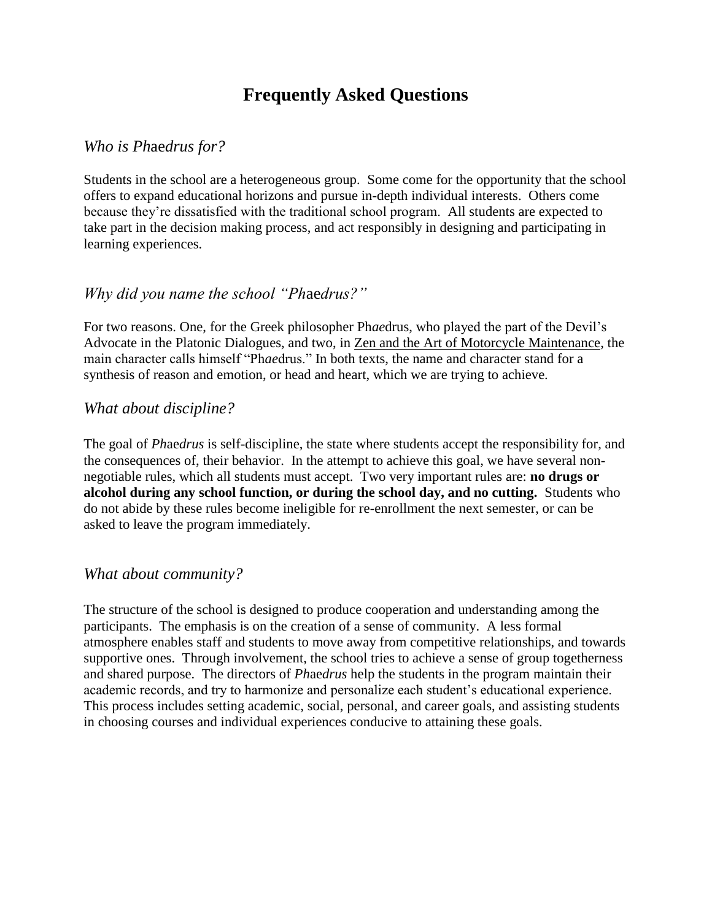# Frequently Asked Questions

## *Who is Phaedrus for?*

Students in the school are a heterogeneous group. Some come for the opportunity that the school offers to expand educational horizons and pursue in-depth individual interests. Others come because they're dissatisfied with the traditional school program. All students are expected to take part in the decision making process, and act responsibly in designing and participating in learning experiences.

## *Why did you name the school "Phaedrus?"*

For two reasons. One, for the Greek philosopher Ph*ae*drus, who played the part of the Devil's Advocate in the Platonic Dialogues, and two, in Zen and the Art of Motorcycle Maintenance, the main character calls himself "Ph*ae*drus." In both texts, the name and character stand for a synthesis of reason and emotion, or head and heart, which we are trying to achieve.

## *What about discipline?*

The goal of *Phaedrus* is self-discipline, the state where students accept the responsibility for, and the consequences of, their behavior. In the attempt to achieve this goal, we have several non-negotiable rules, which all students must accept. Two very important rules are: **no drugs or alcohol during any school function, or during the school day, and no cutting.** Students who do not abide by these rules become ineligible for re-enrollment the next semester, or can be asked to leave the program immediately.

## *What about community?*

The structure of the school is designed to produce cooperation and understanding among the participants. The emphasis is on the creation of a sense of community. A less formal atmosphere enables staff and students to move away from competitive relationships, and towards supportive ones. Through involvement, the school tries to achieve a sense of group togetherness and shared purpose. The directors of *Phaedrus* help the students in the program maintain their academic records, and try to harmonize and personalize each student's educational experience. This process includes setting academic, social, personal, and career goals, and assisting students in choosing courses and individual experiences conducive to attaining these goals.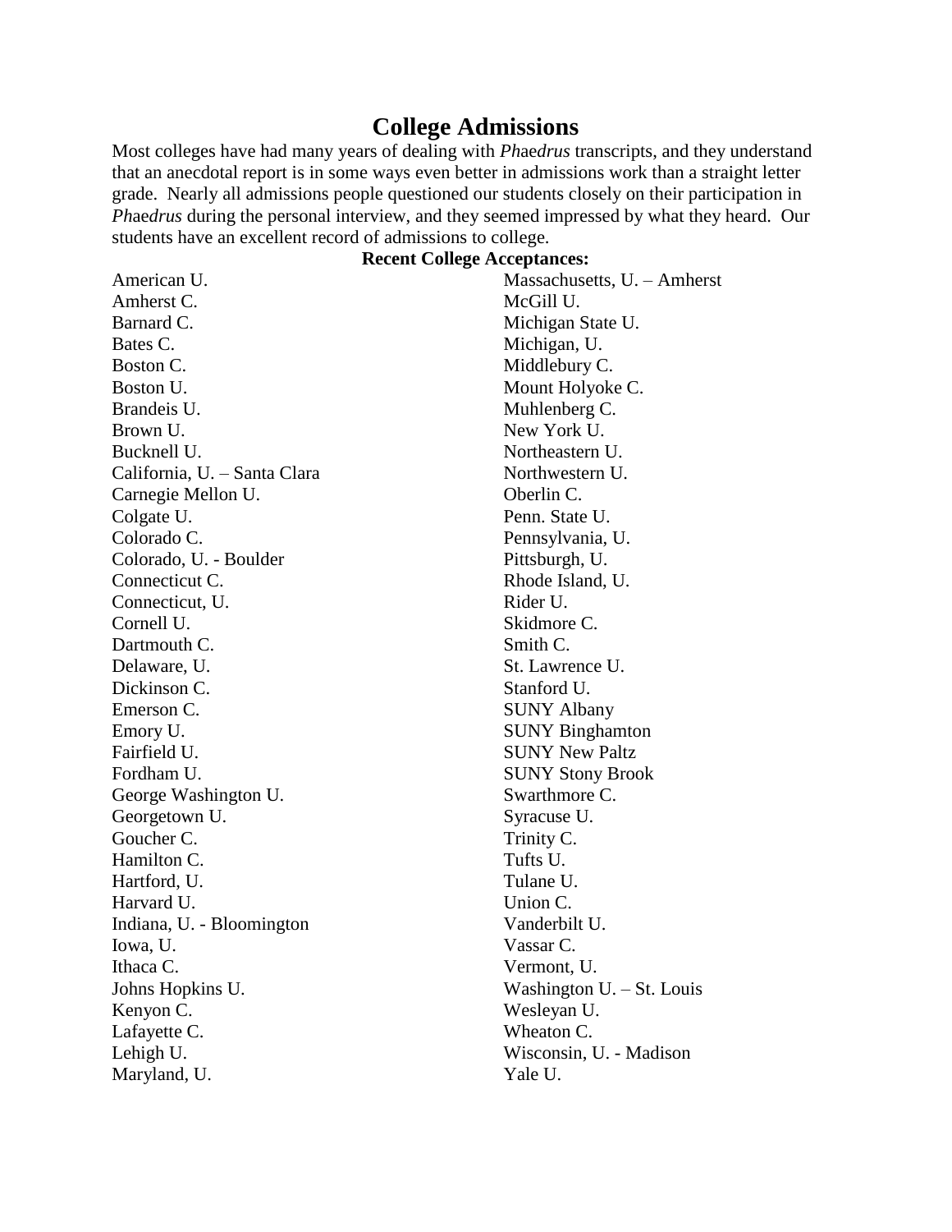# College Admissions

Most colleges have had many years of dealing with *Phaedrus* transcripts, and they understand that an anecdotal report is in some ways even better in admissions work than a straight letter grade. Nearly all admissions people questioned our students closely on their participation in *Phaedrus* during the personal interview, and they seemed impressed by what they heard. Our students have an excellent record of admissions to college.

**Recent College Acceptances:**

American U.
Amherst C.
Barnard C.
Bates C.
Boston C.
Boston U.
Brandeis U.
Brown U.
Bucknell U.
California, U. – Santa Clara
Carnegie Mellon U.
Colgate U.
Colorado C.
Colorado, U. - Boulder
Connecticut C.
Connecticut, U.
Cornell U.
Dartmouth C.
Delaware, U.
Dickinson C.
Emerson C.
Emory U.
Fairfield U.
Fordham U.
George Washington U.
Georgetown U.
Goucher C.
Hamilton C.
Hartford, U.
Harvard U.
Indiana, U. - Bloomington
Iowa, U.
Ithaca C.
Johns Hopkins U.
Kenyon C.
Lafayette C.
Lehigh U.
Maryland, U.
Massachusetts, U. – Amherst
McGill U.
Michigan State U.
Michigan, U.
Middlebury C.
Mount Holyoke C.
Muhlenberg C.
New York U.
Northeastern U.
Northwestern U.
Oberlin C.
Penn. State U.
Pennsylvania, U.
Pittsburgh, U.
Rhode Island, U.
Rider U.
Skidmore C.
Smith C.
St. Lawrence U.
Stanford U.
SUNY Albany
SUNY Binghamton
SUNY New Paltz
SUNY Stony Brook
Swarthmore C.
Syracuse U.
Trinity C.
Tufts U.
Tulane U.
Union C.
Vanderbilt U.
Vassar C.
Vermont, U.
Washington U. – St. Louis
Wesleyan U.
Wheaton C.
Wisconsin, U. - Madison
Yale U.